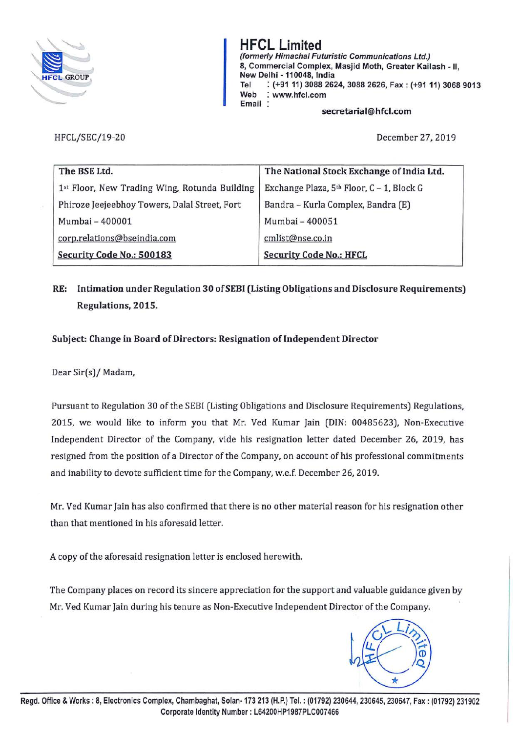# HFCL Limited

*(formerly Himachal Futuristic Communications Ltd.)*
8, Commercial Complex, Masjid Moth, Greater Kailash - II,
New Delhi - 110048, India
Tel : (+91 11) 3088 2624, 3088 2626, Fax : (+91 11) 3068 9013
Web : www.hfcl.com
Email : secretarial@hfcl.com

HFCL/SEC/19-20

December 27, 2019

| The BSE Ltd. | The National Stock Exchange of India Ltd. |
|---|---|
| 1st Floor, New Trading Wing, Rotunda Building | Exchange Plaza, 5th Floor, C – 1, Block G |
| Phiroze Jeejeebhoy Towers, Dalal Street, Fort | Bandra – Kurla Complex, Bandra (E) |
| Mumbai – 400001 | Mumbai – 400051 |
| corp.relations@bseindia.com | cmlist@nse.co.in |
| **Security Code No.: 500183** | **Security Code No.: HFCL** |

**RE: Intimation under Regulation 30 of SEBI (Listing Obligations and Disclosure Requirements) Regulations, 2015.**

**Subject: Change in Board of Directors: Resignation of Independent Director**

Dear Sir(s)/ Madam,

Pursuant to Regulation 30 of the SEBI (Listing Obligations and Disclosure Requirements) Regulations, 2015, we would like to inform you that Mr. Ved Kumar Jain (DIN: 00485623), Non-Executive Independent Director of the Company, vide his resignation letter dated December 26, 2019, has resigned from the position of a Director of the Company, on account of his professional commitments and inability to devote sufficient time for the Company, w.e.f. December 26, 2019.

Mr. Ved Kumar Jain has also confirmed that there is no other material reason for his resignation other than that mentioned in his aforesaid letter.

A copy of the aforesaid resignation letter is enclosed herewith.

The Company places on record its sincere appreciation for the support and valuable guidance given by Mr. Ved Kumar Jain during his tenure as Non-Executive Independent Director of the Company.

Regd. Office & Works : 8, Electronics Complex, Chambaghat, Solan- 173 213 (H.P.) Tel. : (01792) 230644, 230645, 230647, Fax : (01792) 231902
Corporate Identity Number : L64200HP1987PLC007466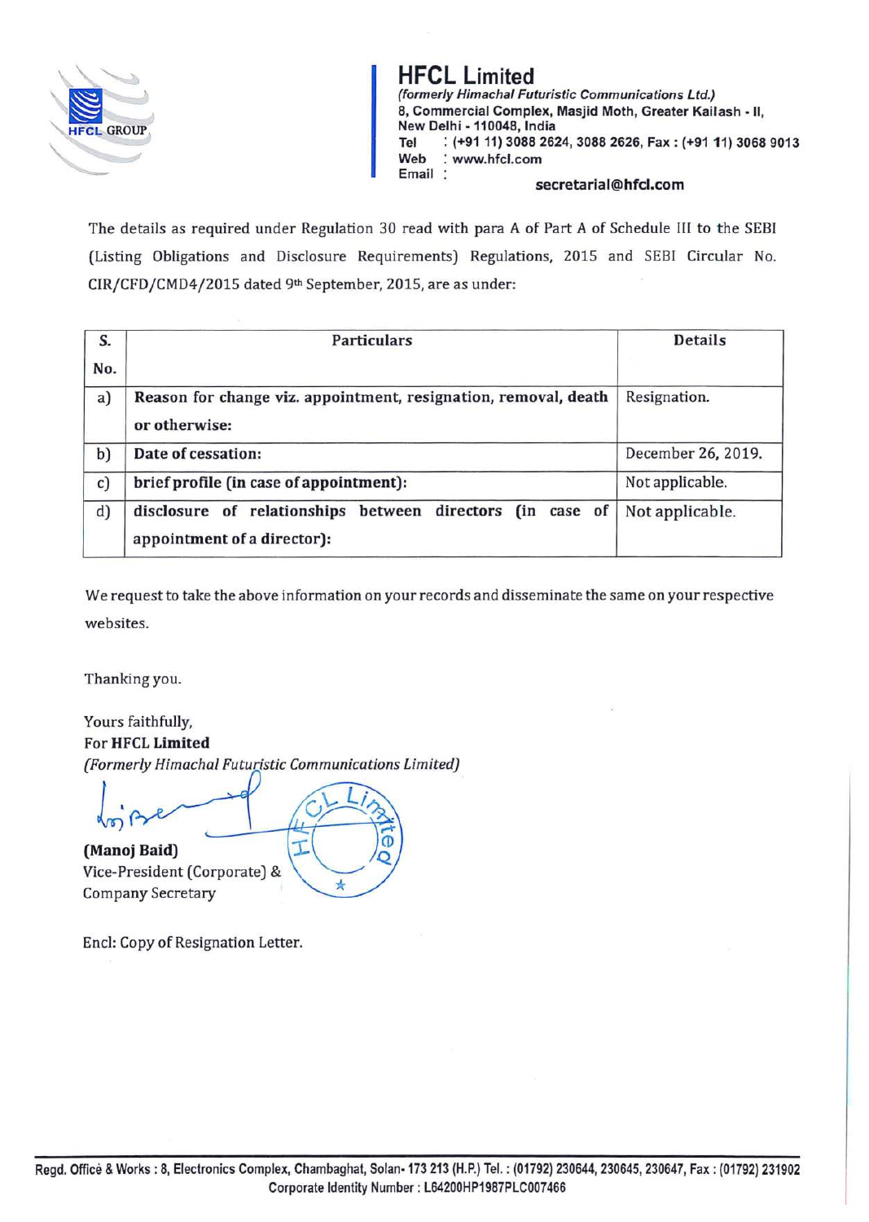# HFCL Limited

*(formerly Himachal Futuristic Communications Ltd.)*
8, Commercial Complex, Masjid Moth, Greater Kailash - II,
New Delhi - 110048, India
Tel : (+91 11) 3088 2624, 3088 2626, Fax : (+91 11) 3068 9013
Web : www.hfcl.com
Email : secretarial@hfcl.com

The details as required under Regulation 30 read with para A of Part A of Schedule III to the SEBI (Listing Obligations and Disclosure Requirements) Regulations, 2015 and SEBI Circular No. CIR/CFD/CMD4/2015 dated 9th September, 2015, are as under:

| S. No. | Particulars | Details |
|---|---|---|
| a) | **Reason for change viz. appointment, resignation, removal, death or otherwise:** | Resignation. |
| b) | **Date of cessation:** | December 26, 2019. |
| c) | **brief profile (in case of appointment):** | Not applicable. |
| d) | **disclosure of relationships between directors (in case of appointment of a director):** | Not applicable. |

We request to take the above information on your records and disseminate the same on your respective websites.

Thanking you.

Yours faithfully,
**For HFCL Limited**
*(Formerly Himachal Futuristic Communications Limited)*

**(Manoj Baid)**
Vice-President (Corporate) &
Company Secretary

Encl: Copy of Resignation Letter.

Regd. Office & Works : 8, Electronics Complex, Chambaghat, Solan- 173 213 (H.P.) Tel. : (01792) 230644, 230645, 230647, Fax : (01792) 231902
Corporate Identity Number : L64200HP1987PLC007466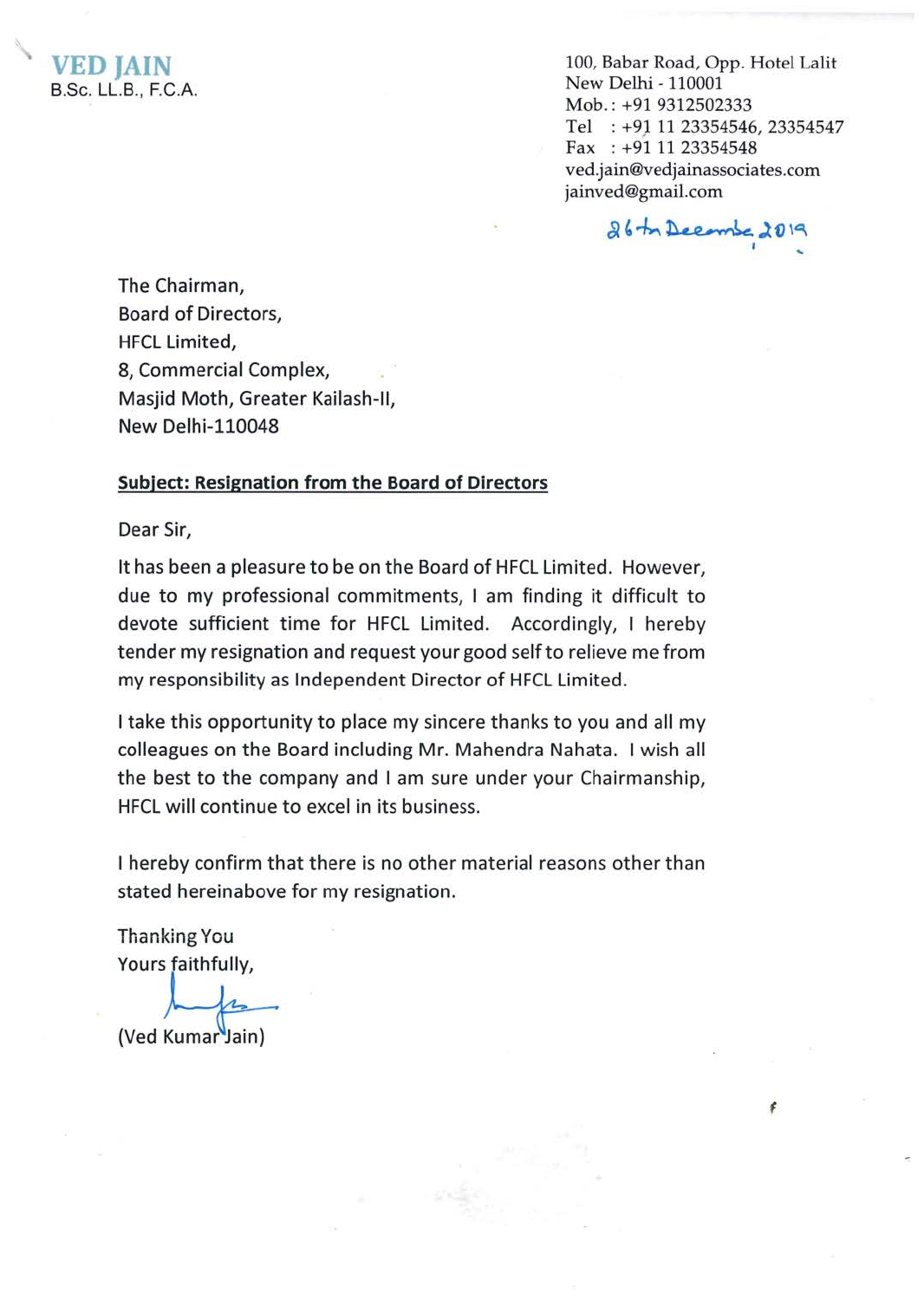**VED JAIN**
B.Sc. LL.B., F.C.A.

100, Babar Road, Opp. Hotel Lalit
New Delhi - 110001
Mob.: +91 9312502333
Tel : +91 11 23354546, 23354547
Fax : +91 11 23354548
ved.jain@vedjainassociates.com
jainved@gmail.com

26th December 2019

The Chairman,
Board of Directors,
HFCL Limited,
8, Commercial Complex,
Masjid Moth, Greater Kailash-II,
New Delhi-110048

**Subject: Resignation from the Board of Directors**

Dear Sir,

It has been a pleasure to be on the Board of HFCL Limited. However, due to my professional commitments, I am finding it difficult to devote sufficient time for HFCL Limited. Accordingly, I hereby tender my resignation and request your good self to relieve me from my responsibility as Independent Director of HFCL Limited.

I take this opportunity to place my sincere thanks to you and all my colleagues on the Board including Mr. Mahendra Nahata. I wish all the best to the company and I am sure under your Chairmanship, HFCL will continue to excel in its business.

I hereby confirm that there is no other material reasons other than stated hereinabove for my resignation.

Thanking You
Yours faithfully,

(Ved Kumar Jain)